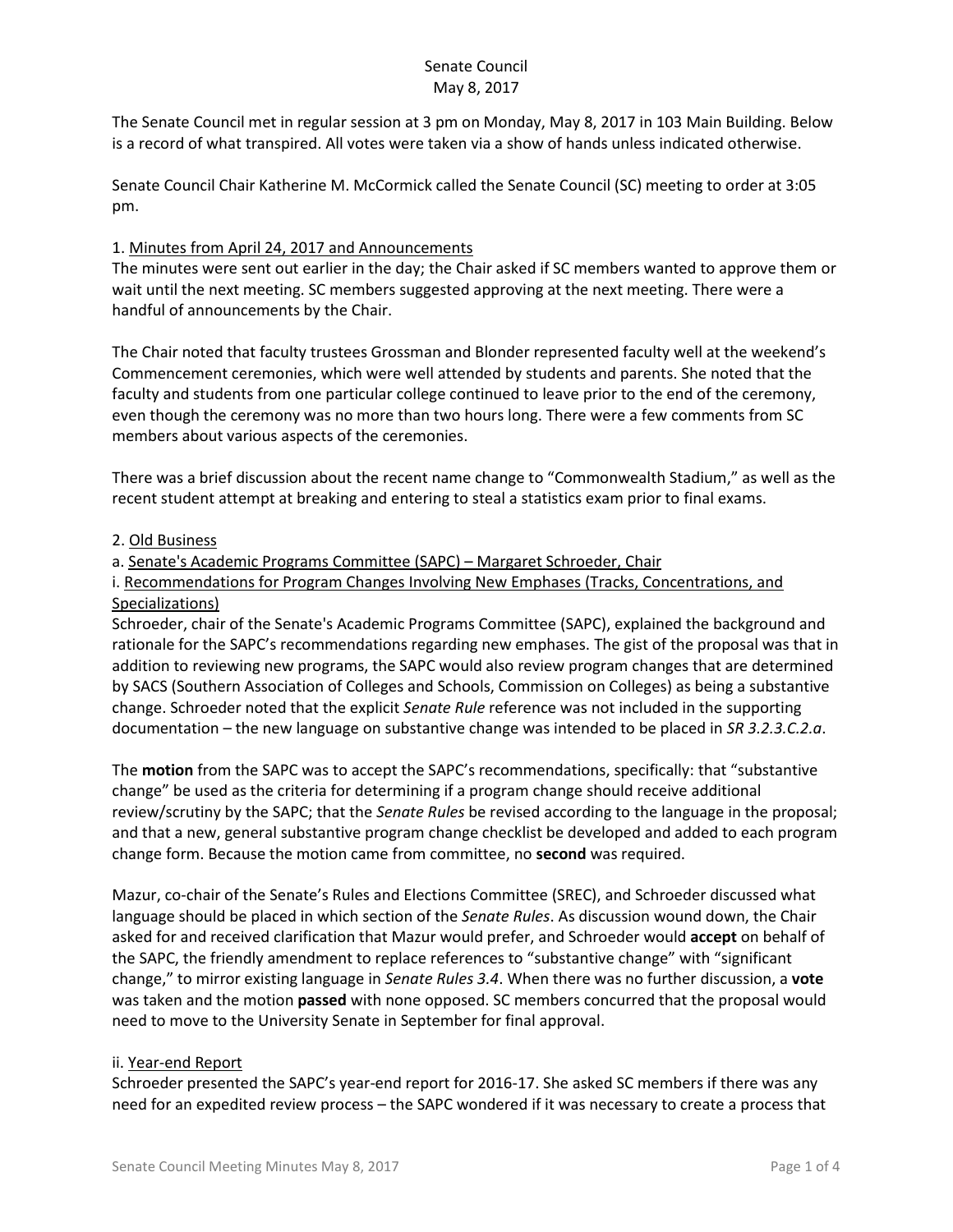# Senate Council
## May 8, 2017

The Senate Council met in regular session at 3 pm on Monday, May 8, 2017 in 103 Main Building. Below is a record of what transpired. All votes were taken via a show of hands unless indicated otherwise.

Senate Council Chair Katherine M. McCormick called the Senate Council (SC) meeting to order at 3:05 pm.

1. Minutes from April 24, 2017 and Announcements

The minutes were sent out earlier in the day; the Chair asked if SC members wanted to approve them or wait until the next meeting. SC members suggested approving at the next meeting. There were a handful of announcements by the Chair.

The Chair noted that faculty trustees Grossman and Blonder represented faculty well at the weekend's Commencement ceremonies, which were well attended by students and parents. She noted that the faculty and students from one particular college continued to leave prior to the end of the ceremony, even though the ceremony was no more than two hours long. There were a few comments from SC members about various aspects of the ceremonies.

There was a brief discussion about the recent name change to "Commonwealth Stadium," as well as the recent student attempt at breaking and entering to steal a statistics exam prior to final exams.

2. Old Business

a. Senate's Academic Programs Committee (SAPC) – Margaret Schroeder, Chair

i. Recommendations for Program Changes Involving New Emphases (Tracks, Concentrations, and Specializations)

Schroeder, chair of the Senate's Academic Programs Committee (SAPC), explained the background and rationale for the SAPC's recommendations regarding new emphases. The gist of the proposal was that in addition to reviewing new programs, the SAPC would also review program changes that are determined by SACS (Southern Association of Colleges and Schools, Commission on Colleges) as being a substantive change. Schroeder noted that the explicit *Senate Rule* reference was not included in the supporting documentation – the new language on substantive change was intended to be placed in *SR 3.2.3.C.2.a*.

The **motion** from the SAPC was to accept the SAPC's recommendations, specifically: that "substantive change" be used as the criteria for determining if a program change should receive additional review/scrutiny by the SAPC; that the *Senate Rules* be revised according to the language in the proposal; and that a new, general substantive program change checklist be developed and added to each program change form. Because the motion came from committee, no **second** was required.

Mazur, co-chair of the Senate's Rules and Elections Committee (SREC), and Schroeder discussed what language should be placed in which section of the *Senate Rules*. As discussion wound down, the Chair asked for and received clarification that Mazur would prefer, and Schroeder would **accept** on behalf of the SAPC, the friendly amendment to replace references to "substantive change" with "significant change," to mirror existing language in *Senate Rules 3.4*. When there was no further discussion, a **vote** was taken and the motion **passed** with none opposed. SC members concurred that the proposal would need to move to the University Senate in September for final approval.

ii. Year-end Report

Schroeder presented the SAPC's year-end report for 2016-17. She asked SC members if there was any need for an expedited review process – the SAPC wondered if it was necessary to create a process that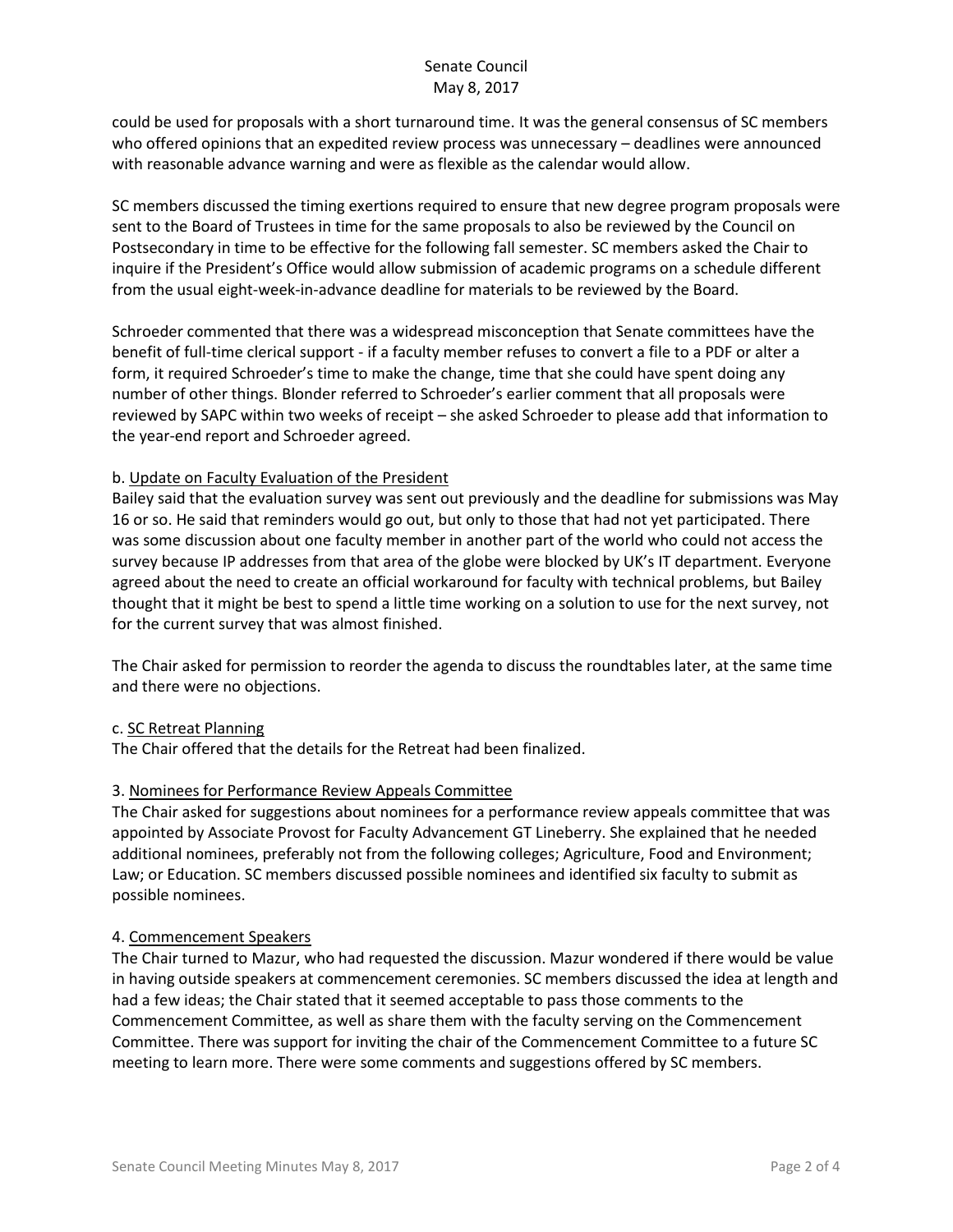could be used for proposals with a short turnaround time. It was the general consensus of SC members who offered opinions that an expedited review process was unnecessary – deadlines were announced with reasonable advance warning and were as flexible as the calendar would allow.

SC members discussed the timing exertions required to ensure that new degree program proposals were sent to the Board of Trustees in time for the same proposals to also be reviewed by the Council on Postsecondary in time to be effective for the following fall semester. SC members asked the Chair to inquire if the President's Office would allow submission of academic programs on a schedule different from the usual eight-week-in-advance deadline for materials to be reviewed by the Board.

Schroeder commented that there was a widespread misconception that Senate committees have the benefit of full-time clerical support - if a faculty member refuses to convert a file to a PDF or alter a form, it required Schroeder's time to make the change, time that she could have spent doing any number of other things. Blonder referred to Schroeder's earlier comment that all proposals were reviewed by SAPC within two weeks of receipt – she asked Schroeder to please add that information to the year-end report and Schroeder agreed.

b. Update on Faculty Evaluation of the President

Bailey said that the evaluation survey was sent out previously and the deadline for submissions was May 16 or so. He said that reminders would go out, but only to those that had not yet participated. There was some discussion about one faculty member in another part of the world who could not access the survey because IP addresses from that area of the globe were blocked by UK's IT department. Everyone agreed about the need to create an official workaround for faculty with technical problems, but Bailey thought that it might be best to spend a little time working on a solution to use for the next survey, not for the current survey that was almost finished.

The Chair asked for permission to reorder the agenda to discuss the roundtables later, at the same time and there were no objections.

c. SC Retreat Planning

The Chair offered that the details for the Retreat had been finalized.

3. Nominees for Performance Review Appeals Committee

The Chair asked for suggestions about nominees for a performance review appeals committee that was appointed by Associate Provost for Faculty Advancement GT Lineberry. She explained that he needed additional nominees, preferably not from the following colleges; Agriculture, Food and Environment; Law; or Education. SC members discussed possible nominees and identified six faculty to submit as possible nominees.

4. Commencement Speakers

The Chair turned to Mazur, who had requested the discussion. Mazur wondered if there would be value in having outside speakers at commencement ceremonies. SC members discussed the idea at length and had a few ideas; the Chair stated that it seemed acceptable to pass those comments to the Commencement Committee, as well as share them with the faculty serving on the Commencement Committee. There was support for inviting the chair of the Commencement Committee to a future SC meeting to learn more. There were some comments and suggestions offered by SC members.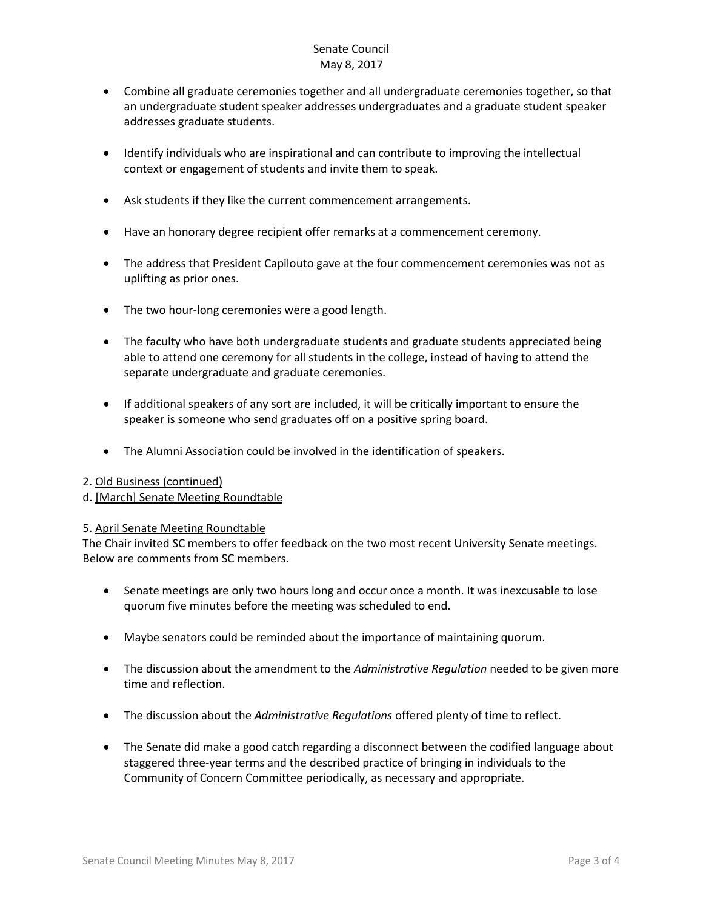- Combine all graduate ceremonies together and all undergraduate ceremonies together, so that an undergraduate student speaker addresses undergraduates and a graduate student speaker addresses graduate students.

- Identify individuals who are inspirational and can contribute to improving the intellectual context or engagement of students and invite them to speak.

- Ask students if they like the current commencement arrangements.

- Have an honorary degree recipient offer remarks at a commencement ceremony.

- The address that President Capilouto gave at the four commencement ceremonies was not as uplifting as prior ones.

- The two hour-long ceremonies were a good length.

- The faculty who have both undergraduate students and graduate students appreciated being able to attend one ceremony for all students in the college, instead of having to attend the separate undergraduate and graduate ceremonies.

- If additional speakers of any sort are included, it will be critically important to ensure the speaker is someone who send graduates off on a positive spring board.

- The Alumni Association could be involved in the identification of speakers.

2. <u>Old Business (continued)</u>
d. <u>[March] Senate Meeting Roundtable</u>

5. <u>April Senate Meeting Roundtable</u>
The Chair invited SC members to offer feedback on the two most recent University Senate meetings. Below are comments from SC members.

- Senate meetings are only two hours long and occur once a month. It was inexcusable to lose quorum five minutes before the meeting was scheduled to end.

- Maybe senators could be reminded about the importance of maintaining quorum.

- The discussion about the amendment to the *Administrative Regulation* needed to be given more time and reflection.

- The discussion about the *Administrative Regulations* offered plenty of time to reflect.

- The Senate did make a good catch regarding a disconnect between the codified language about staggered three-year terms and the described practice of bringing in individuals to the Community of Concern Committee periodically, as necessary and appropriate.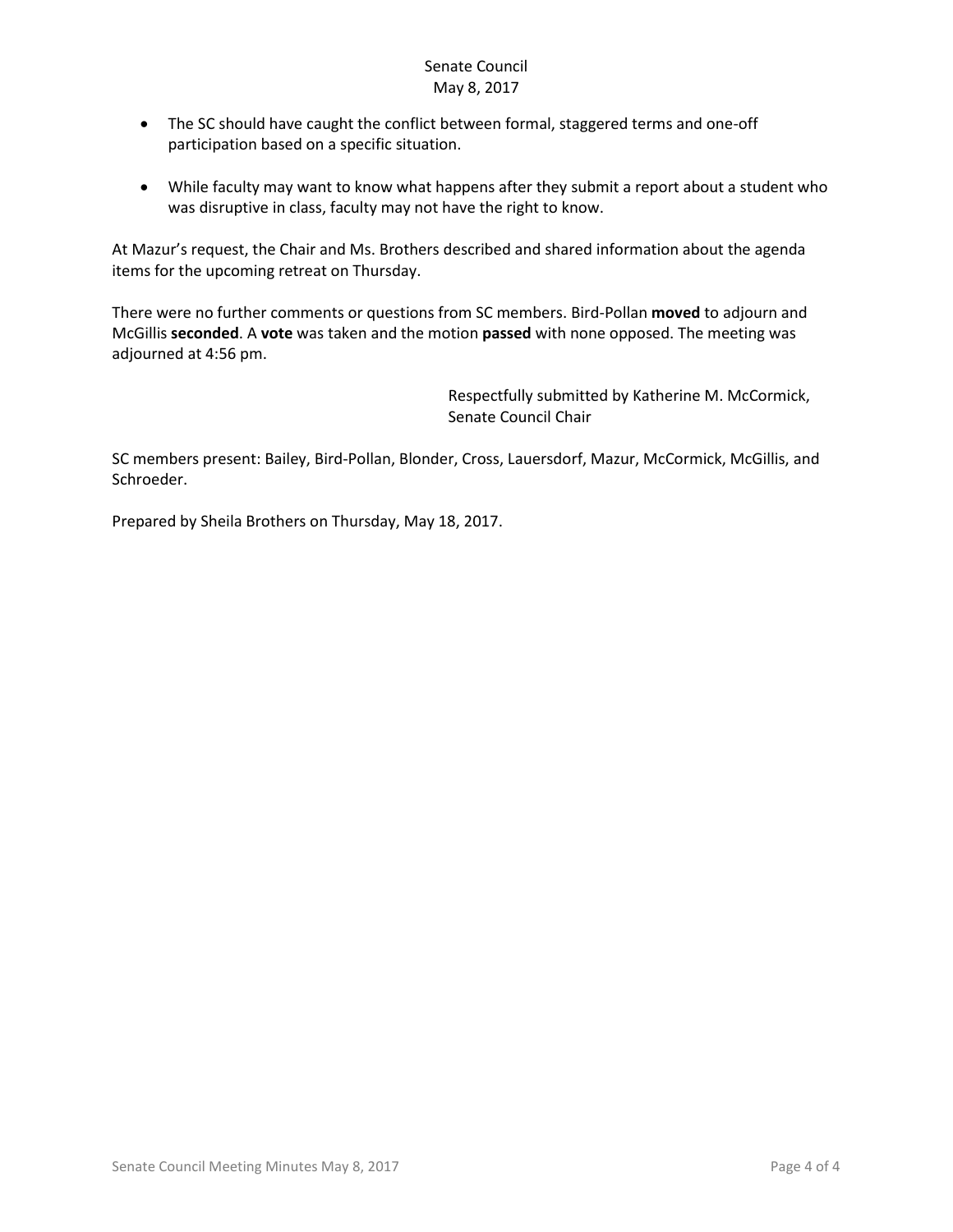- The SC should have caught the conflict between formal, staggered terms and one-off participation based on a specific situation.

- While faculty may want to know what happens after they submit a report about a student who was disruptive in class, faculty may not have the right to know.

At Mazur's request, the Chair and Ms. Brothers described and shared information about the agenda items for the upcoming retreat on Thursday.

There were no further comments or questions from SC members. Bird-Pollan **moved** to adjourn and McGillis **seconded**. A **vote** was taken and the motion **passed** with none opposed. The meeting was adjourned at 4:56 pm.

Respectfully submitted by Katherine M. McCormick,
Senate Council Chair

SC members present: Bailey, Bird-Pollan, Blonder, Cross, Lauersdorf, Mazur, McCormick, McGillis, and Schroeder.

Prepared by Sheila Brothers on Thursday, May 18, 2017.